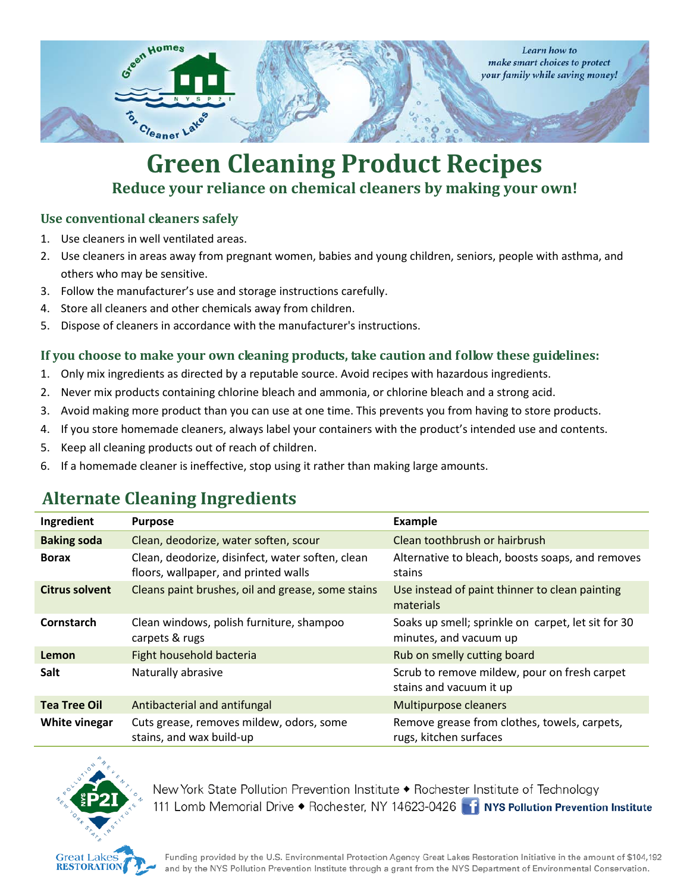Learn how to make smart choices to protect your family while saving money!

# Green Cleaning Product Recipes

## Reduce your reliance on chemical cleaners by making your own!

### Use conventional cleaners safely

1. Use cleaners in well ventilated areas.
2. Use cleaners in areas away from pregnant women, babies and young children, seniors, people with asthma, and others who may be sensitive.
3. Follow the manufacturer's use and storage instructions carefully.
4. Store all cleaners and other chemicals away from children.
5. Dispose of cleaners in accordance with the manufacturer's instructions.

### If you choose to make your own cleaning products, take caution and follow these guidelines:

1. Only mix ingredients as directed by a reputable source. Avoid recipes with hazardous ingredients.
2. Never mix products containing chlorine bleach and ammonia, or chlorine bleach and a strong acid.
3. Avoid making more product than you can use at one time. This prevents you from having to store products.
4. If you store homemade cleaners, always label your containers with the product's intended use and contents.
5. Keep all cleaning products out of reach of children.
6. If a homemade cleaner is ineffective, stop using it rather than making large amounts.

## Alternate Cleaning Ingredients

| Ingredient | Purpose | Example |
|---|---|---|
| **Baking soda** | Clean, deodorize, water soften, scour | Clean toothbrush or hairbrush |
| **Borax** | Clean, deodorize, disinfect, water soften, clean floors, wallpaper, and printed walls | Alternative to bleach, boosts soaps, and removes stains |
| **Citrus solvent** | Cleans paint brushes, oil and grease, some stains | Use instead of paint thinner to clean painting materials |
| **Cornstarch** | Clean windows, polish furniture, shampoo carpets & rugs | Soaks up smell; sprinkle on carpet, let sit for 30 minutes, and vacuum up |
| **Lemon** | Fight household bacteria | Rub on smelly cutting board |
| **Salt** | Naturally abrasive | Scrub to remove mildew, pour on fresh carpet stains and vacuum it up |
| **Tea Tree Oil** | Antibacterial and antifungal | Multipurpose cleaners |
| **White vinegar** | Cuts grease, removes mildew, odors, some stains, and wax build-up | Remove grease from clothes, towels, carpets, rugs, kitchen surfaces |

New York State Pollution Prevention Institute ◆ Rochester Institute of Technology
111 Lomb Memorial Drive ◆ Rochester, NY 14623-0426 NYS Pollution Prevention Institute

Funding provided by the U.S. Environmental Protection Agency Great Lakes Restoration Initiative in the amount of $104,192 and by the NYS Pollution Prevention Institute through a grant from the NYS Department of Environmental Conservation.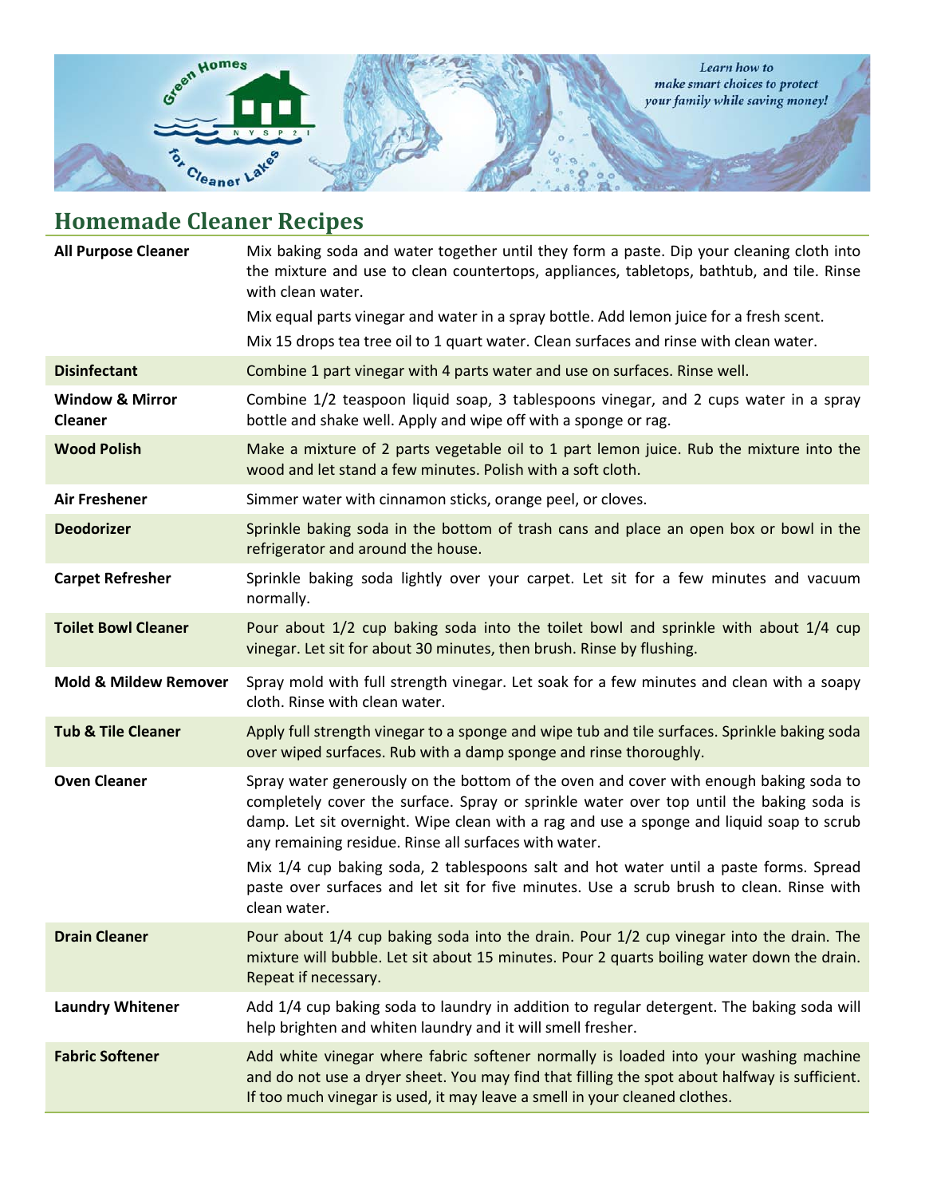Green Homes for Cleaner Lakes

NYSP2I

*Learn how to make smart choices to protect your family while saving money!*

## Homemade Cleaner Recipes

| | |
|---|---|
| **All Purpose Cleaner** | Mix baking soda and water together until they form a paste. Dip your cleaning cloth into the mixture and use to clean countertops, appliances, tabletops, bathtub, and tile. Rinse with clean water.<br>Mix equal parts vinegar and water in a spray bottle. Add lemon juice for a fresh scent.<br>Mix 15 drops tea tree oil to 1 quart water. Clean surfaces and rinse with clean water. |
| **Disinfectant** | Combine 1 part vinegar with 4 parts water and use on surfaces. Rinse well. |
| **Window & Mirror Cleaner** | Combine 1/2 teaspoon liquid soap, 3 tablespoons vinegar, and 2 cups water in a spray bottle and shake well. Apply and wipe off with a sponge or rag. |
| **Wood Polish** | Make a mixture of 2 parts vegetable oil to 1 part lemon juice. Rub the mixture into the wood and let stand a few minutes. Polish with a soft cloth. |
| **Air Freshener** | Simmer water with cinnamon sticks, orange peel, or cloves. |
| **Deodorizer** | Sprinkle baking soda in the bottom of trash cans and place an open box or bowl in the refrigerator and around the house. |
| **Carpet Refresher** | Sprinkle baking soda lightly over your carpet. Let sit for a few minutes and vacuum normally. |
| **Toilet Bowl Cleaner** | Pour about 1/2 cup baking soda into the toilet bowl and sprinkle with about 1/4 cup vinegar. Let sit for about 30 minutes, then brush. Rinse by flushing. |
| **Mold & Mildew Remover** | Spray mold with full strength vinegar. Let soak for a few minutes and clean with a soapy cloth. Rinse with clean water. |
| **Tub & Tile Cleaner** | Apply full strength vinegar to a sponge and wipe tub and tile surfaces. Sprinkle baking soda over wiped surfaces. Rub with a damp sponge and rinse thoroughly. |
| **Oven Cleaner** | Spray water generously on the bottom of the oven and cover with enough baking soda to completely cover the surface. Spray or sprinkle water over top until the baking soda is damp. Let sit overnight. Wipe clean with a rag and use a sponge and liquid soap to scrub any remaining residue. Rinse all surfaces with water.<br>Mix 1/4 cup baking soda, 2 tablespoons salt and hot water until a paste forms. Spread paste over surfaces and let sit for five minutes. Use a scrub brush to clean. Rinse with clean water. |
| **Drain Cleaner** | Pour about 1/4 cup baking soda into the drain. Pour 1/2 cup vinegar into the drain. The mixture will bubble. Let sit about 15 minutes. Pour 2 quarts boiling water down the drain. Repeat if necessary. |
| **Laundry Whitener** | Add 1/4 cup baking soda to laundry in addition to regular detergent. The baking soda will help brighten and whiten laundry and it will smell fresher. |
| **Fabric Softener** | Add white vinegar where fabric softener normally is loaded into your washing machine and do not use a dryer sheet. You may find that filling the spot about halfway is sufficient. If too much vinegar is used, it may leave a smell in your cleaned clothes. |